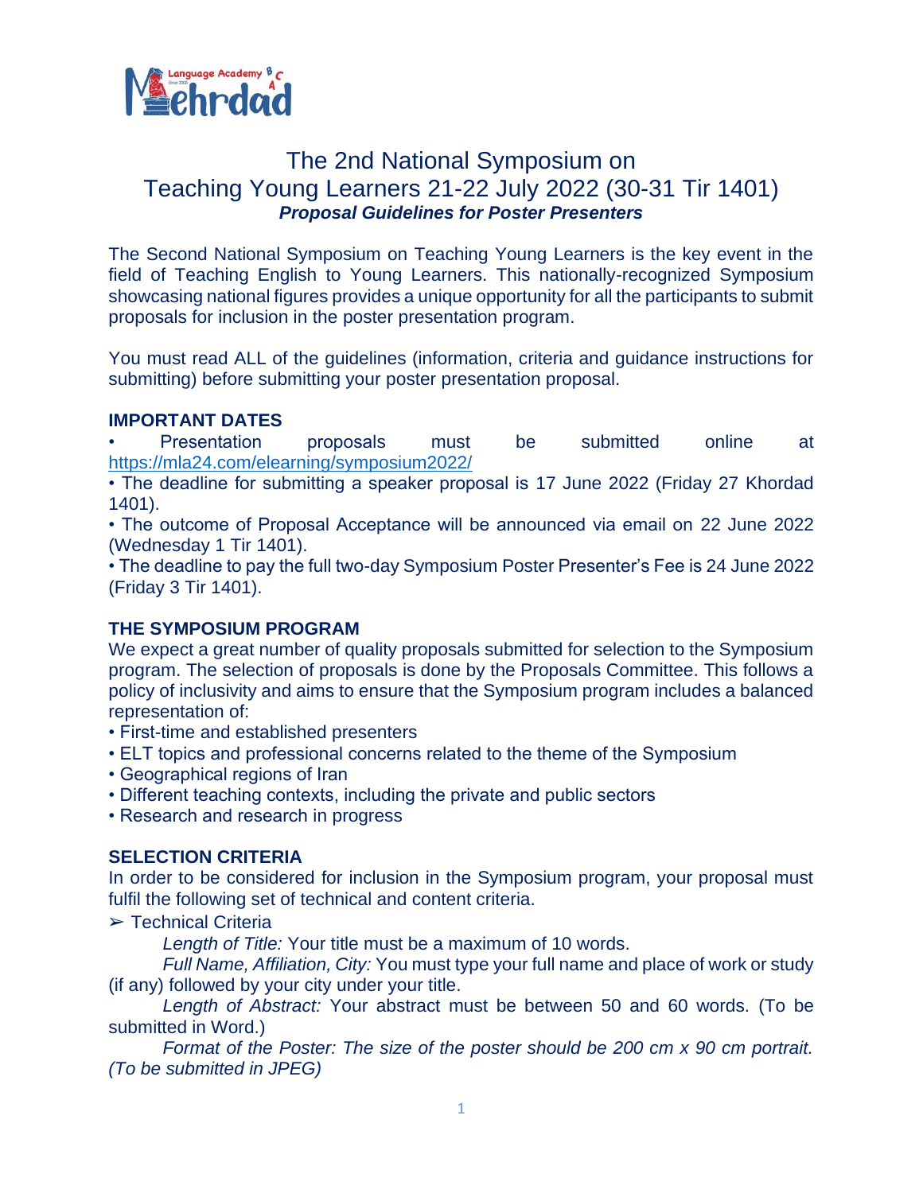# The 2nd National Symposium on Teaching Young Learners 21-22 July 2022 (30-31 Tir 1401)

***Proposal Guidelines for Poster Presenters***

The Second National Symposium on Teaching Young Learners is the key event in the field of Teaching English to Young Learners. This nationally-recognized Symposium showcasing national figures provides a unique opportunity for all the participants to submit proposals for inclusion in the poster presentation program.

You must read ALL of the guidelines (information, criteria and guidance instructions for submitting) before submitting your poster presentation proposal.

**IMPORTANT DATES**

- Presentation proposals must be submitted online at https://mla24.com/elearning/symposium2022/
- The deadline for submitting a speaker proposal is 17 June 2022 (Friday 27 Khordad 1401).
- The outcome of Proposal Acceptance will be announced via email on 22 June 2022 (Wednesday 1 Tir 1401).
- The deadline to pay the full two-day Symposium Poster Presenter's Fee is 24 June 2022 (Friday 3 Tir 1401).

**THE SYMPOSIUM PROGRAM**

We expect a great number of quality proposals submitted for selection to the Symposium program. The selection of proposals is done by the Proposals Committee. This follows a policy of inclusivity and aims to ensure that the Symposium program includes a balanced representation of:

- First-time and established presenters
- ELT topics and professional concerns related to the theme of the Symposium
- Geographical regions of Iran
- Different teaching contexts, including the private and public sectors
- Research and research in progress

**SELECTION CRITERIA**

In order to be considered for inclusion in the Symposium program, your proposal must fulfil the following set of technical and content criteria.

➢ Technical Criteria

*Length of Title:* Your title must be a maximum of 10 words.

*Full Name, Affiliation, City:* You must type your full name and place of work or study (if any) followed by your city under your title.

*Length of Abstract:* Your abstract must be between 50 and 60 words. (To be submitted in Word.)

*Format of the Poster: The size of the poster should be 200 cm x 90 cm portrait. (To be submitted in JPEG)*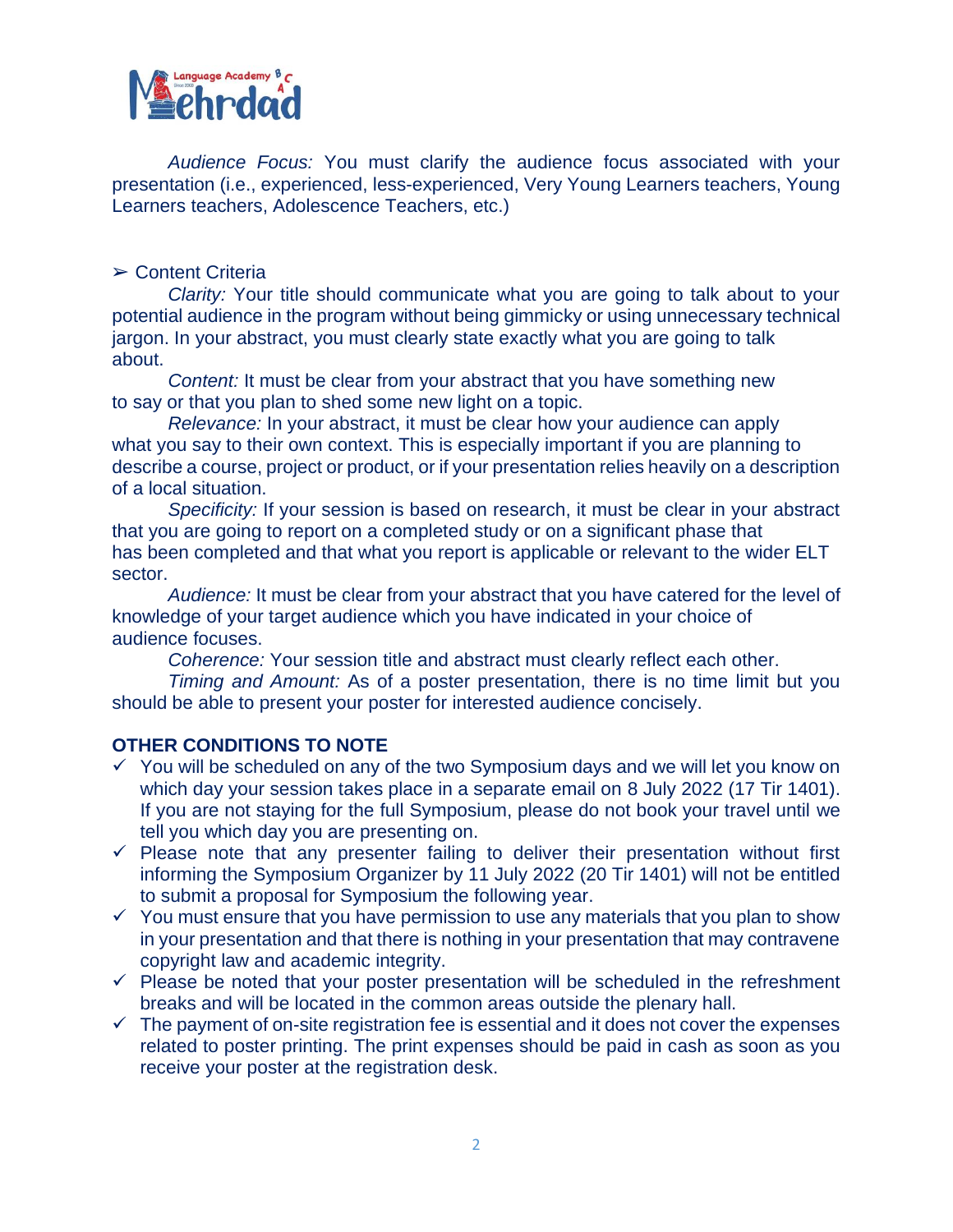*Audience Focus:* You must clarify the audience focus associated with your presentation (i.e., experienced, less-experienced, Very Young Learners teachers, Young Learners teachers, Adolescence Teachers, etc.)

➢ Content Criteria

*Clarity:* Your title should communicate what you are going to talk about to your potential audience in the program without being gimmicky or using unnecessary technical jargon. In your abstract, you must clearly state exactly what you are going to talk about.

*Content:* It must be clear from your abstract that you have something new to say or that you plan to shed some new light on a topic.

*Relevance:* In your abstract, it must be clear how your audience can apply what you say to their own context. This is especially important if you are planning to describe a course, project or product, or if your presentation relies heavily on a description of a local situation.

*Specificity:* If your session is based on research, it must be clear in your abstract that you are going to report on a completed study or on a significant phase that has been completed and that what you report is applicable or relevant to the wider ELT sector.

*Audience:* It must be clear from your abstract that you have catered for the level of knowledge of your target audience which you have indicated in your choice of audience focuses.

*Coherence:* Your session title and abstract must clearly reflect each other.

*Timing and Amount:* As of a poster presentation, there is no time limit but you should be able to present your poster for interested audience concisely.

**OTHER CONDITIONS TO NOTE**

- ✓ You will be scheduled on any of the two Symposium days and we will let you know on which day your session takes place in a separate email on 8 July 2022 (17 Tir 1401). If you are not staying for the full Symposium, please do not book your travel until we tell you which day you are presenting on.
- ✓ Please note that any presenter failing to deliver their presentation without first informing the Symposium Organizer by 11 July 2022 (20 Tir 1401) will not be entitled to submit a proposal for Symposium the following year.
- ✓ You must ensure that you have permission to use any materials that you plan to show in your presentation and that there is nothing in your presentation that may contravene copyright law and academic integrity.
- ✓ Please be noted that your poster presentation will be scheduled in the refreshment breaks and will be located in the common areas outside the plenary hall.
- ✓ The payment of on-site registration fee is essential and it does not cover the expenses related to poster printing. The print expenses should be paid in cash as soon as you receive your poster at the registration desk.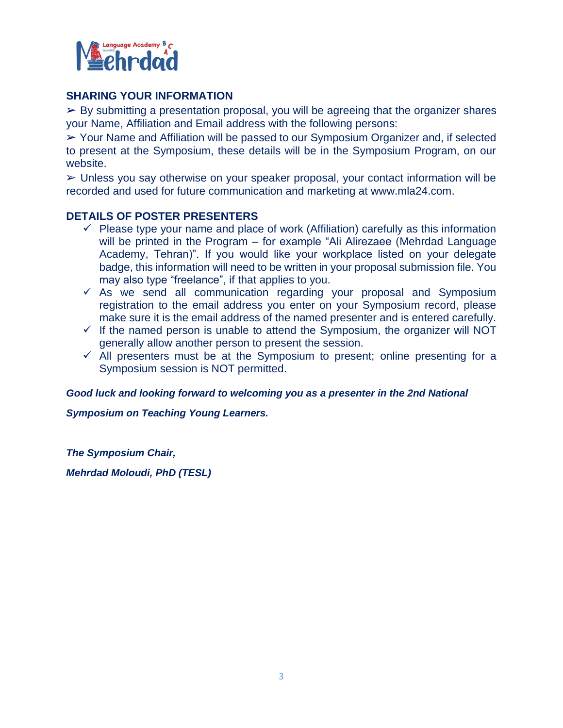## SHARING YOUR INFORMATION

➢ By submitting a presentation proposal, you will be agreeing that the organizer shares your Name, Affiliation and Email address with the following persons:

➢ Your Name and Affiliation will be passed to our Symposium Organizer and, if selected to present at the Symposium, these details will be in the Symposium Program, on our website.

➢ Unless you say otherwise on your speaker proposal, your contact information will be recorded and used for future communication and marketing at www.mla24.com.

## DETAILS OF POSTER PRESENTERS

- ✓ Please type your name and place of work (Affiliation) carefully as this information will be printed in the Program – for example "Ali Alirezaee (Mehrdad Language Academy, Tehran)". If you would like your workplace listed on your delegate badge, this information will need to be written in your proposal submission file. You may also type "freelance", if that applies to you.
- ✓ As we send all communication regarding your proposal and Symposium registration to the email address you enter on your Symposium record, please make sure it is the email address of the named presenter and is entered carefully.
- ✓ If the named person is unable to attend the Symposium, the organizer will NOT generally allow another person to present the session.
- ✓ All presenters must be at the Symposium to present; online presenting for a Symposium session is NOT permitted.

***Good luck and looking forward to welcoming you as a presenter in the 2nd National Symposium on Teaching Young Learners.***

***The Symposium Chair,***

***Mehrdad Moloudi, PhD (TESL)***